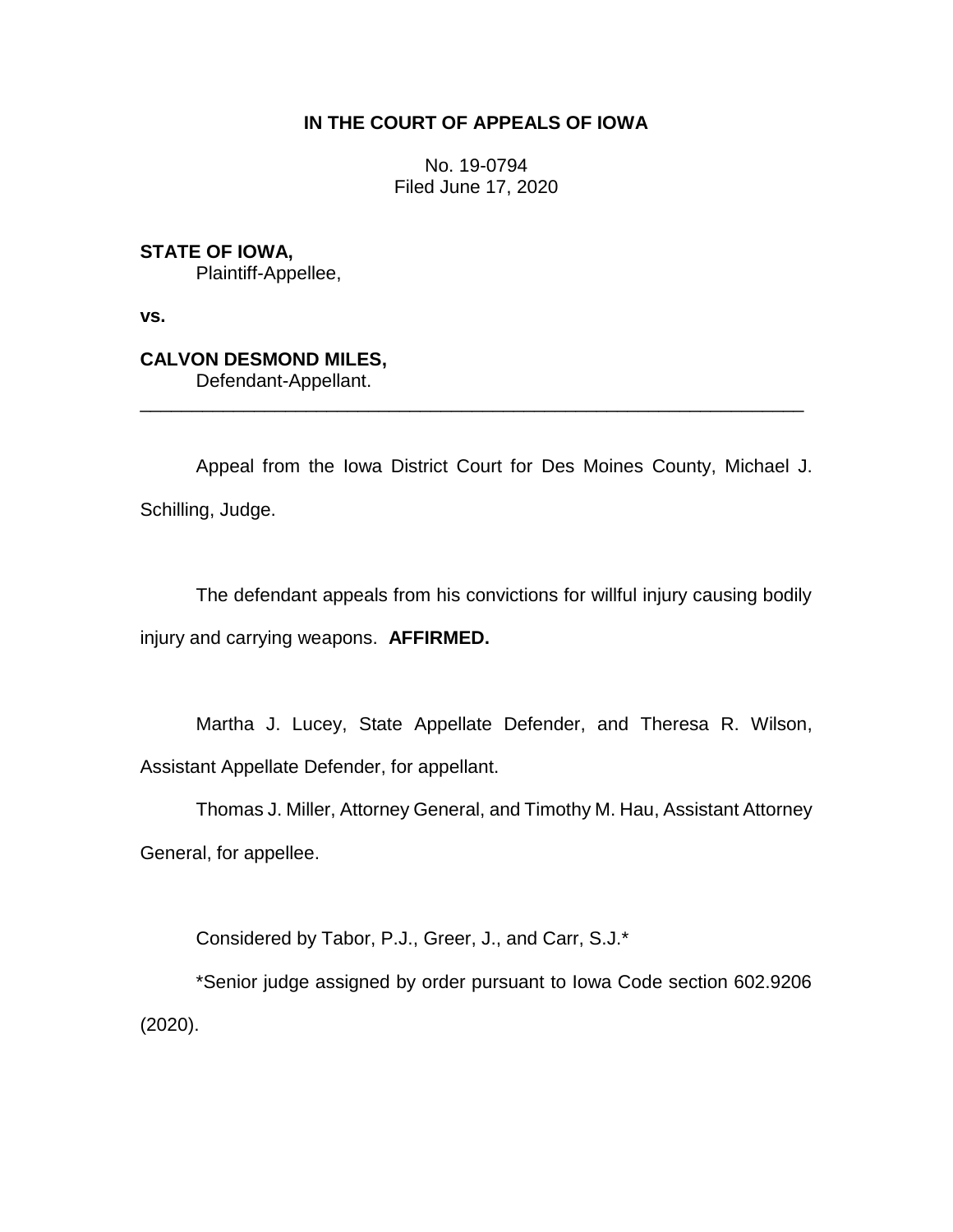# IN THE COURT OF APPEALS OF IOWA

No. 19-0794
Filed June 17, 2020

**STATE OF IOWA,**
Plaintiff-Appellee,

**vs.**

**CALVON DESMOND MILES,**
Defendant-Appellant.

---

Appeal from the Iowa District Court for Des Moines County, Michael J. Schilling, Judge.

The defendant appeals from his convictions for willful injury causing bodily injury and carrying weapons. **AFFIRMED.**

Martha J. Lucey, State Appellate Defender, and Theresa R. Wilson, Assistant Appellate Defender, for appellant.

Thomas J. Miller, Attorney General, and Timothy M. Hau, Assistant Attorney General, for appellee.

Considered by Tabor, P.J., Greer, J., and Carr, S.J.*

*Senior judge assigned by order pursuant to Iowa Code section 602.9206 (2020).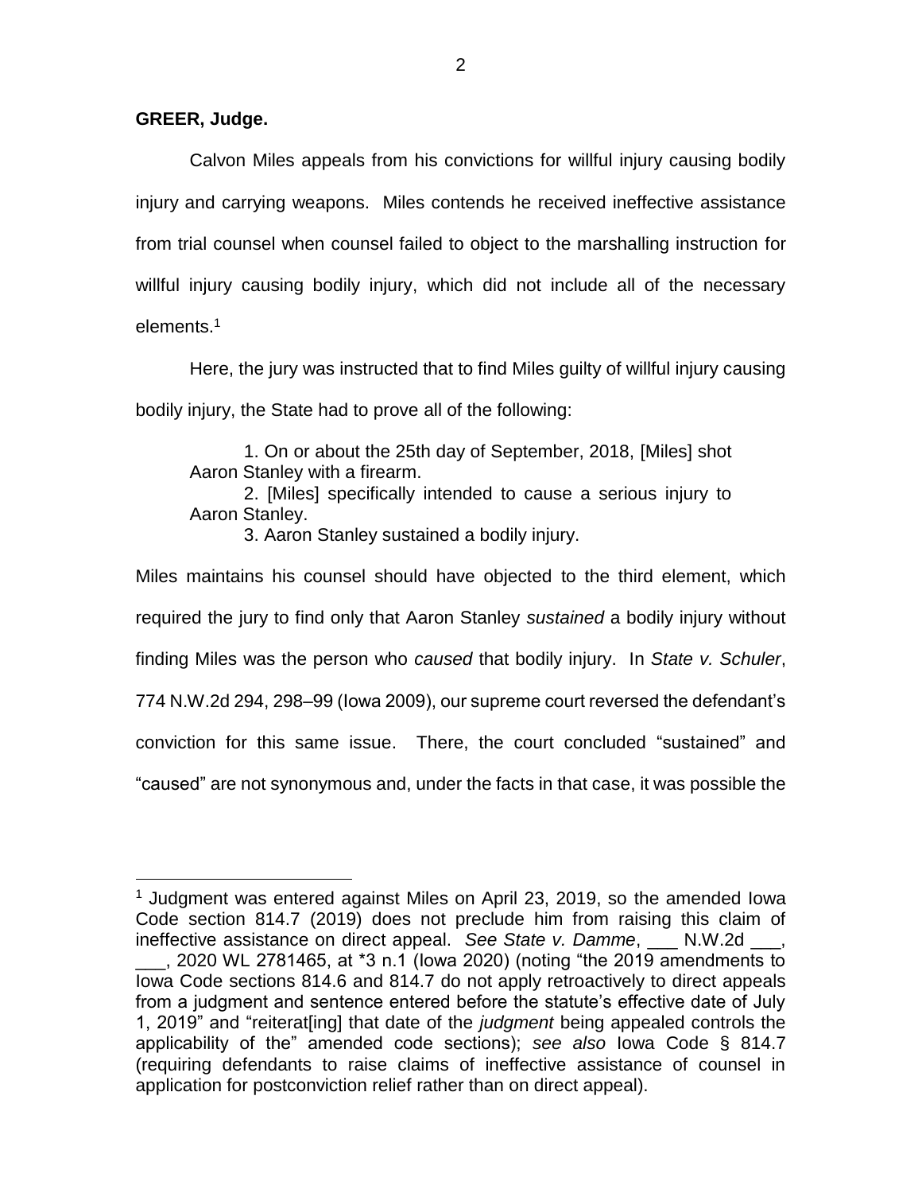**GREER, Judge.**

Calvon Miles appeals from his convictions for willful injury causing bodily injury and carrying weapons. Miles contends he received ineffective assistance from trial counsel when counsel failed to object to the marshalling instruction for willful injury causing bodily injury, which did not include all of the necessary elements.[1]

Here, the jury was instructed that to find Miles guilty of willful injury causing bodily injury, the State had to prove all of the following:

> 1. On or about the 25th day of September, 2018, [Miles] shot Aaron Stanley with a firearm.
> 2. [Miles] specifically intended to cause a serious injury to Aaron Stanley.
> 3. Aaron Stanley sustained a bodily injury.

Miles maintains his counsel should have objected to the third element, which required the jury to find only that Aaron Stanley *sustained* a bodily injury without finding Miles was the person who *caused* that bodily injury. In *State v. Schuler*, 774 N.W.2d 294, 298–99 (Iowa 2009), our supreme court reversed the defendant's conviction for this same issue. There, the court concluded "sustained" and "caused" are not synonymous and, under the facts in that case, it was possible the

---

[1] Judgment was entered against Miles on April 23, 2019, so the amended Iowa Code section 814.7 (2019) does not preclude him from raising this claim of ineffective assistance on direct appeal. *See State v. Damme*, ___ N.W.2d ___, ___, 2020 WL 2781465, at *3 n.1 (Iowa 2020) (noting "the 2019 amendments to Iowa Code sections 814.6 and 814.7 do not apply retroactively to direct appeals from a judgment and sentence entered before the statute's effective date of July 1, 2019" and "reiterat[ing] that date of the *judgment* being appealed controls the applicability of the" amended code sections); *see also* Iowa Code § 814.7 (requiring defendants to raise claims of ineffective assistance of counsel in application for postconviction relief rather than on direct appeal).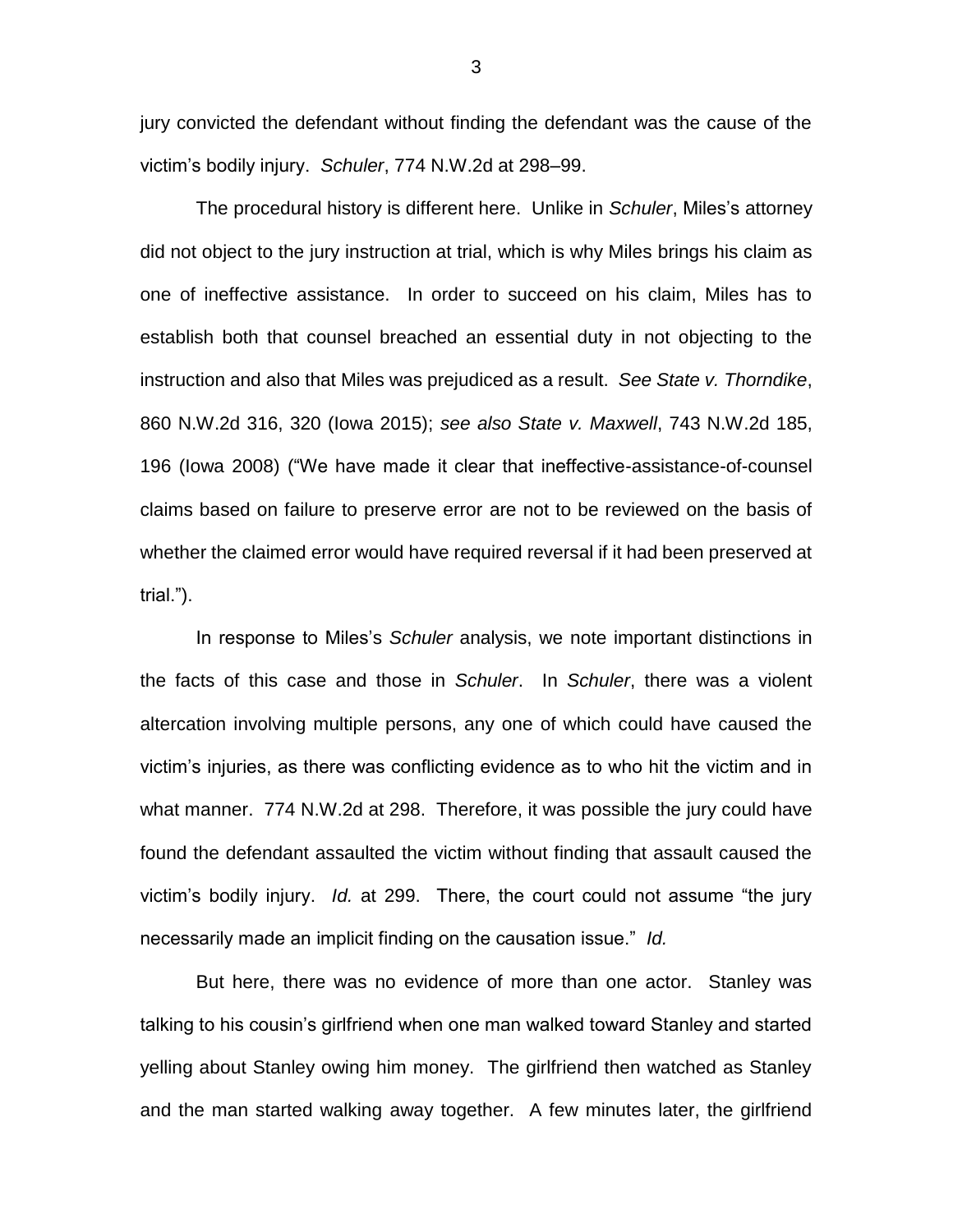jury convicted the defendant without finding the defendant was the cause of the victim's bodily injury. *Schuler*, 774 N.W.2d at 298–99.

The procedural history is different here. Unlike in *Schuler*, Miles's attorney did not object to the jury instruction at trial, which is why Miles brings his claim as one of ineffective assistance. In order to succeed on his claim, Miles has to establish both that counsel breached an essential duty in not objecting to the instruction and also that Miles was prejudiced as a result. *See State v. Thorndike*, 860 N.W.2d 316, 320 (Iowa 2015); *see also State v. Maxwell*, 743 N.W.2d 185, 196 (Iowa 2008) ("We have made it clear that ineffective-assistance-of-counsel claims based on failure to preserve error are not to be reviewed on the basis of whether the claimed error would have required reversal if it had been preserved at trial.").

In response to Miles's *Schuler* analysis, we note important distinctions in the facts of this case and those in *Schuler*. In *Schuler*, there was a violent altercation involving multiple persons, any one of which could have caused the victim's injuries, as there was conflicting evidence as to who hit the victim and in what manner. 774 N.W.2d at 298. Therefore, it was possible the jury could have found the defendant assaulted the victim without finding that assault caused the victim's bodily injury. *Id.* at 299. There, the court could not assume "the jury necessarily made an implicit finding on the causation issue." *Id.*

But here, there was no evidence of more than one actor. Stanley was talking to his cousin's girlfriend when one man walked toward Stanley and started yelling about Stanley owing him money. The girlfriend then watched as Stanley and the man started walking away together. A few minutes later, the girlfriend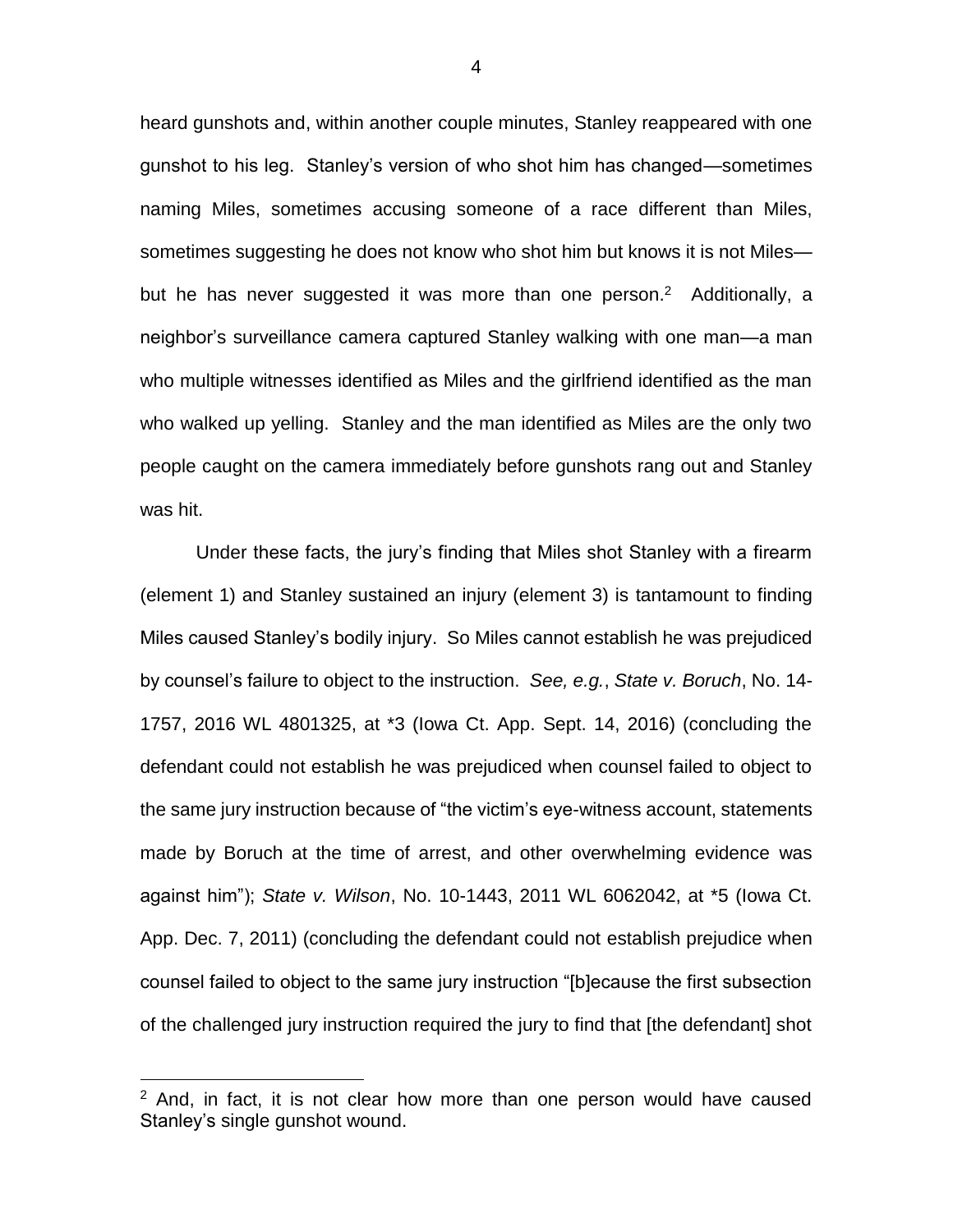heard gunshots and, within another couple minutes, Stanley reappeared with one gunshot to his leg. Stanley's version of who shot him has changed—sometimes naming Miles, sometimes accusing someone of a race different than Miles, sometimes suggesting he does not know who shot him but knows it is not Miles—but he has never suggested it was more than one person.[2] Additionally, a neighbor's surveillance camera captured Stanley walking with one man—a man who multiple witnesses identified as Miles and the girlfriend identified as the man who walked up yelling. Stanley and the man identified as Miles are the only two people caught on the camera immediately before gunshots rang out and Stanley was hit.

Under these facts, the jury's finding that Miles shot Stanley with a firearm (element 1) and Stanley sustained an injury (element 3) is tantamount to finding Miles caused Stanley's bodily injury. So Miles cannot establish he was prejudiced by counsel's failure to object to the instruction. *See, e.g.*, *State v. Boruch*, No. 14-1757, 2016 WL 4801325, at *3 (Iowa Ct. App. Sept. 14, 2016) (concluding the defendant could not establish he was prejudiced when counsel failed to object to the same jury instruction because of "the victim's eye-witness account, statements made by Boruch at the time of arrest, and other overwhelming evidence was against him"); *State v. Wilson*, No. 10-1443, 2011 WL 6062042, at *5 (Iowa Ct. App. Dec. 7, 2011) (concluding the defendant could not establish prejudice when counsel failed to object to the same jury instruction "[b]ecause the first subsection of the challenged jury instruction required the jury to find that [the defendant] shot

[2] And, in fact, it is not clear how more than one person would have caused Stanley's single gunshot wound.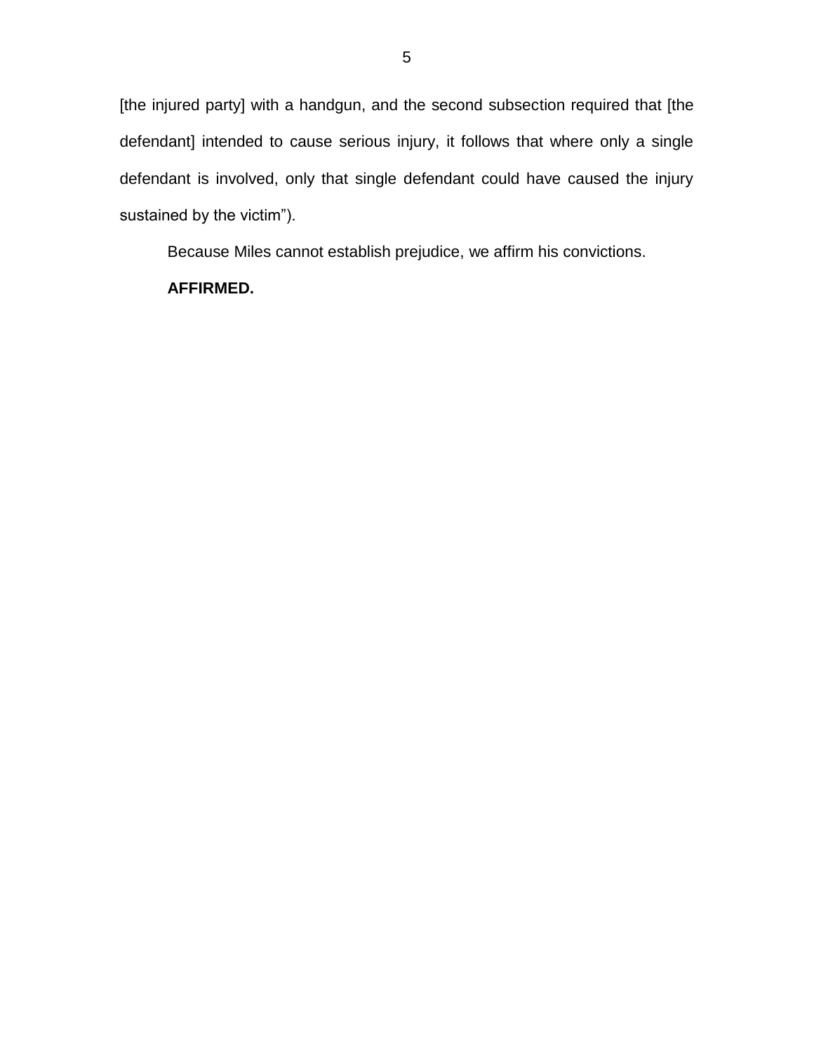[the injured party] with a handgun, and the second subsection required that [the defendant] intended to cause serious injury, it follows that where only a single defendant is involved, only that single defendant could have caused the injury sustained by the victim").

Because Miles cannot establish prejudice, we affirm his convictions.

**AFFIRMED.**